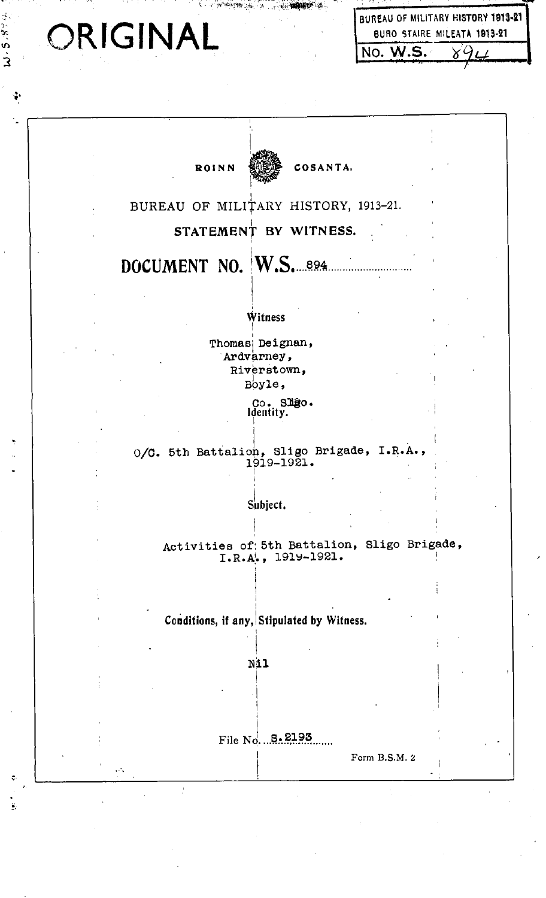ORIGINAL

BUREAU OF MILITARY HISTORY 1913-21
BURO STAIRE MILEATA 1913-21
No. W.S. 894

ROINN COSANTA.

BUREAU OF MILITARY HISTORY, 1913-21.

**STATEMENT BY WITNESS.**

# DOCUMENT NO. W.S. 894

**Witness**

Thomas Deignan,
Ardvarney,
Riverstown,
Boyle,
Co. Sligo.

**Identity.**

O/C. 5th Battalion, Sligo Brigade, I.R.A., 1919-1921.

**Subject.**

Activities of 5th Battalion, Sligo Brigade, I.R.A., 1919-1921.

**Conditions, if any, Stipulated by Witness.**

Nil

File No. S.2193

Form B.S.M. 2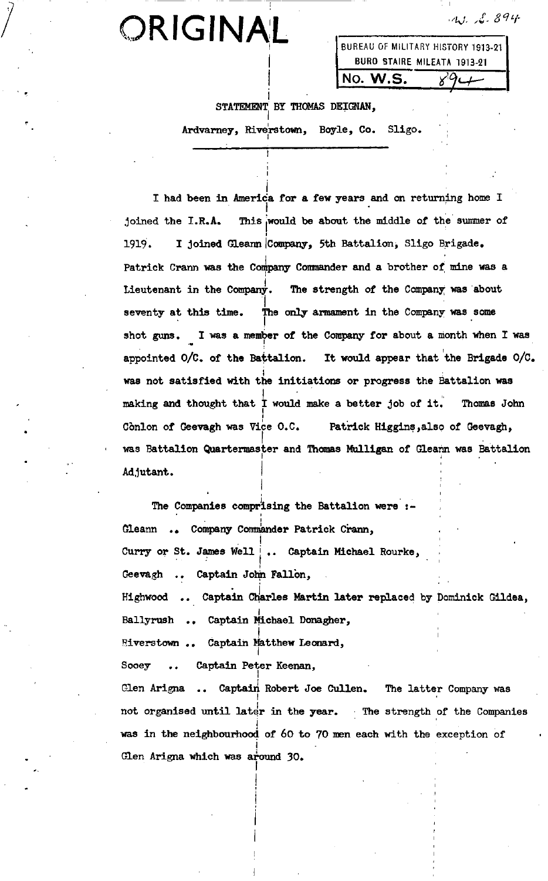# ORIGINAL

BUREAU OF MILITARY HISTORY 1913-21
BURO STAIRE MILEATA 1913-21
No. W.S. 894

STATEMENT BY THOMAS DEIGNAN,

Ardvarney, Riverstown, Boyle, Co. Sligo.

---

I had been in America for a few years and on returning home I joined the I.R.A. This would be about the middle of the summer of 1919. I joined Gleann Company, 5th Battalion, Sligo Brigade. Patrick Crann was the Company Commander and a brother of mine was a Lieutenant in the Company. The strength of the Company was about seventy at this time. The only armament in the Company was some shot guns. I was a member of the Company for about a month when I was appointed O/C. of the Battalion. It would appear that the Brigade O/C. was not satisfied with the initiations or progress the Battalion was making and thought that I would make a better job of it. Thomas John Conlon of Geevagh was Vice O.C. Patrick Higgins, also of Geevagh, was Battalion Quartermaster and Thomas Mulligan of Gleann was Battalion Adjutant.

The Companies comprising the Battalion were :-

Gleann .. Company Commander Patrick Crann,
Curry or St. James Well .. Captain Michael Rourke,
Geevagh .. Captain John Fallon,
Highwood .. Captain Charles Martin later replaced by Dominick Gildea,
Ballyrush .. Captain Michael Donagher,
Riverstown .. Captain Matthew Leonard,
Sooey .. Captain Peter Keenan,
Glen Arigna .. Captain Robert Joe Cullen. The latter Company was not organised until later in the year. The strength of the Companies was in the neighbourhood of 60 to 70 men each with the exception of Glen Arigna which was around 30.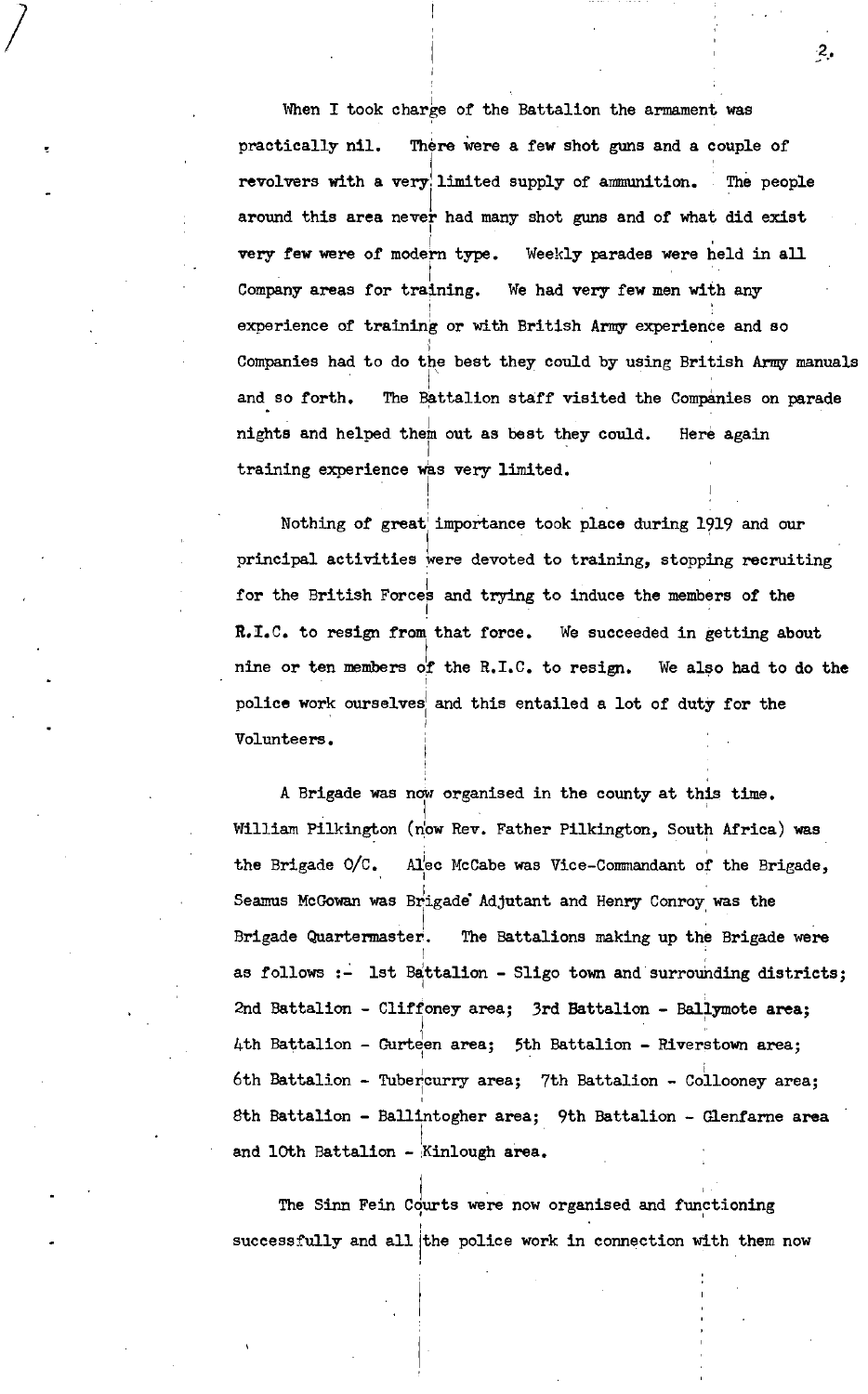When I took charge of the Battalion the armament was practically nil. There were a few shot guns and a couple of revolvers with a very limited supply of ammunition. The people around this area never had many shot guns and of what did exist very few were of modern type. Weekly parades were held in all Company areas for training. We had very few men with any experience of training or with British Army experience and so Companies had to do the best they could by using British Army manuals and so forth. The Battalion staff visited the Companies on parade nights and helped them out as best they could. Here again training experience was very limited.

Nothing of great importance took place during 1919 and our principal activities were devoted to training, stopping recruiting for the British Forces and trying to induce the members of the R.I.C. to resign from that force. We succeeded in getting about nine or ten members of the R.I.C. to resign. We also had to do the police work ourselves and this entailed a lot of duty for the Volunteers.

A Brigade was now organised in the county at this time. William Pilkington (now Rev. Father Pilkington, South Africa) was the Brigade O/C. Alec McCabe was Vice-Commandant of the Brigade, Seamus McGowan was Brigade Adjutant and Henry Conroy was the Brigade Quartermaster. The Battalions making up the Brigade were as follows :- 1st Battalion - Sligo town and surrounding districts; 2nd Battalion - Cliffoney area; 3rd Battalion - Ballymote area; 4th Battalion - Gurteen area; 5th Battalion - Riverstown area; 6th Battalion - Tubercurry area; 7th Battalion - Collooney area; 8th Battalion - Ballintogher area; 9th Battalion - Glenfarne area and 10th Battalion - Kinlough area.

The Sinn Fein Courts were now organised and functioning successfully and all the police work in connection with them now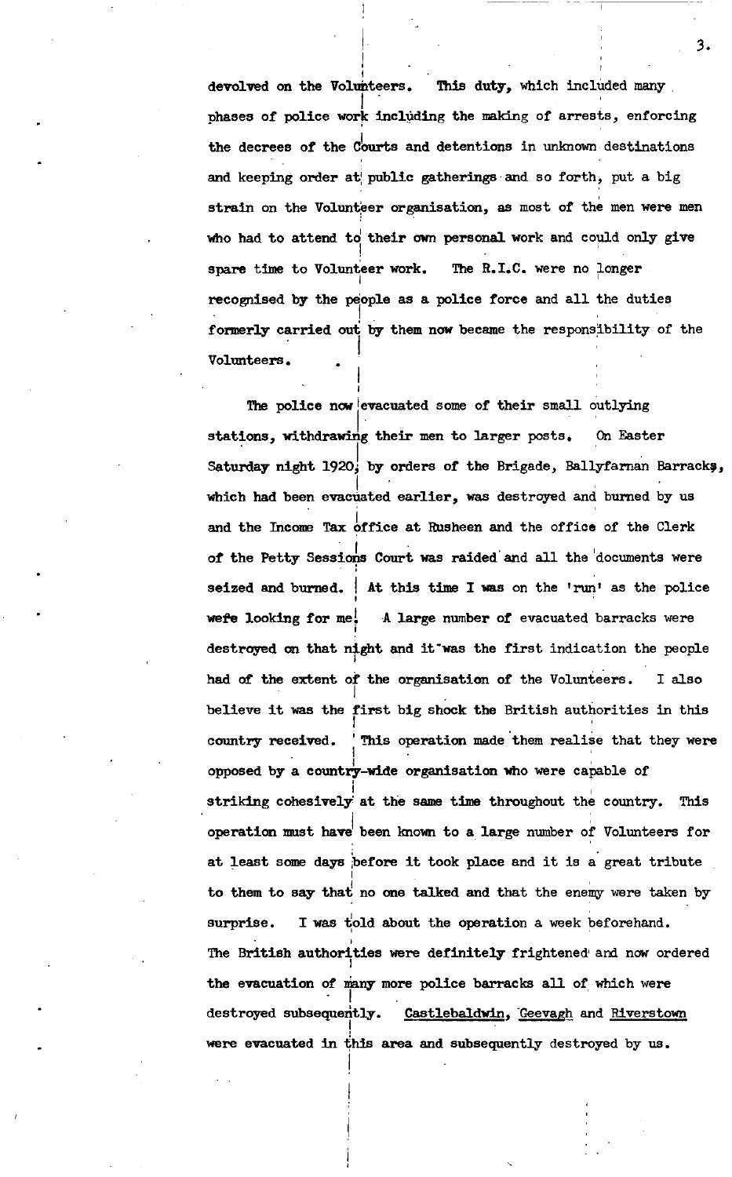devolved on the Volunteers. This duty, which included many phases of police work including the making of arrests, enforcing the decrees of the Courts and detentions in unknown destinations and keeping order at public gatherings and so forth, put a big strain on the Volunteer organisation, as most of the men were men who had to attend to their own personal work and could only give spare time to Volunteer work. The R.I.C. were no longer recognised by the people as a police force and all the duties formerly carried out by them now became the responsibility of the Volunteers.

The police now evacuated some of their small outlying stations, withdrawing their men to larger posts. On Easter Saturday night 1920, by orders of the Brigade, Ballyfarnan Barracks, which had been evacuated earlier, was destroyed and burned by us and the Income Tax office at Rusheen and the office of the Clerk of the Petty Sessions Court was raided and all the documents were seized and burned. At this time I was on the 'run' as the police were looking for me. A large number of evacuated barracks were destroyed on that night and it was the first indication the people had of the extent of the organisation of the Volunteers. I also believe it was the first big shock the British authorities in this country received. This operation made them realise that they were opposed by a country-wide organisation who were capable of striking cohesively at the same time throughout the country. This operation must have been known to a large number of Volunteers for at least some days before it took place and it is a great tribute to them to say that no one talked and that the enemy were taken by surprise. I was told about the operation a week beforehand. The British authorities were definitely frightened and now ordered the evacuation of many more police barracks all of which were destroyed subsequently. Castlebaldwin, Geevagh and Riverstown were evacuated in this area and subsequently destroyed by us.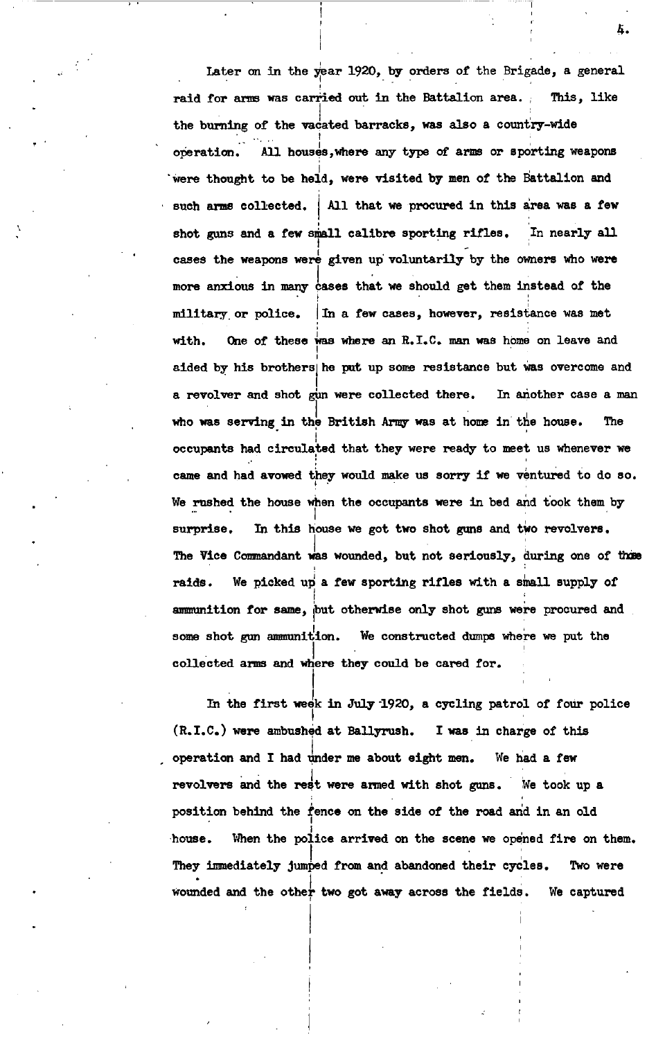Later on in the year 1920, by orders of the Brigade, a general raid for arms was carried out in the Battalion area. This, like the burning of the vacated barracks, was also a country-wide operation. All houses, where any type of arms or sporting weapons were thought to be held, were visited by men of the Battalion and such arms collected. All that we procured in this area was a few shot guns and a few small calibre sporting rifles. In nearly all cases the weapons were given up voluntarily by the owners who were more anxious in many cases that we should get them instead of the military or police. In a few cases, however, resistance was met with. One of these was where an R.I.C. man was home on leave and aided by his brothers he put up some resistance but was overcome and a revolver and shot gun were collected there. In another case a man who was serving in the British Army was at home in the house. The occupants had circulated that they were ready to meet us whenever we came and had avowed they would make us sorry if we ventured to do so. We rushed the house when the occupants were in bed and took them by surprise. In this house we got two shot guns and two revolvers. The Vice Commandant was wounded, but not seriously, during one of those raids. We picked up a few sporting rifles with a small supply of ammunition for same, but otherwise only shot guns were procured and some shot gun ammunition. We constructed dumps where we put the collected arms and where they could be cared for.

In the first week in July 1920, a cycling patrol of four police (R.I.C.) were ambushed at Ballyrush. I was in charge of this operation and I had under me about eight men. We had a few revolvers and the rest were armed with shot guns. We took up a position behind the fence on the side of the road and in an old house. When the police arrived on the scene we opened fire on them. They immediately jumped from and abandoned their cycles. Two were wounded and the other two got away across the fields. We captured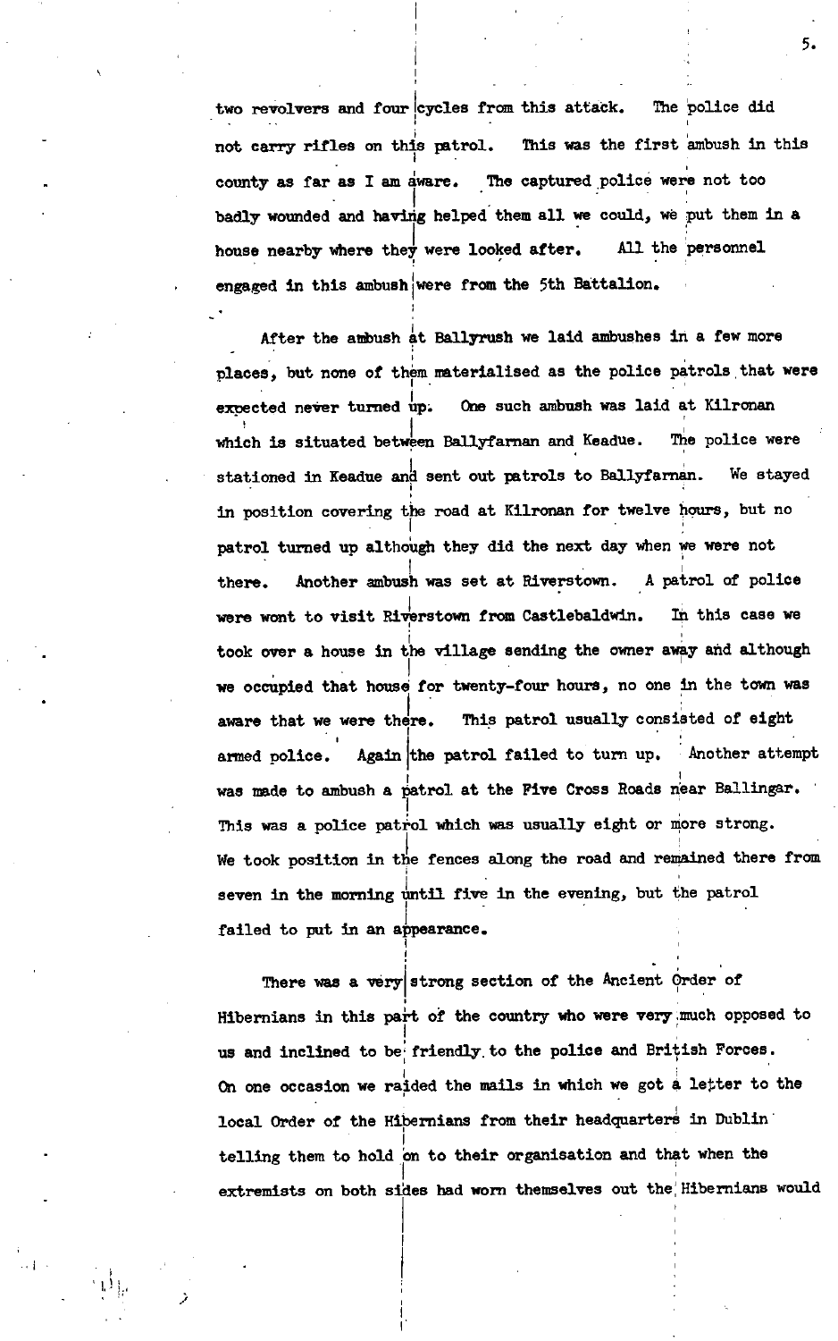two revolvers and four cycles from this attack. The police did not carry rifles on this patrol. This was the first ambush in this county as far as I am aware. The captured police were not too badly wounded and having helped them all we could, we put them in a house nearby where they were looked after. All the personnel engaged in this ambush were from the 5th Battalion.

After the ambush at Ballyrush we laid ambushes in a few more places, but none of them materialised as the police patrols that were expected never turned up. One such ambush was laid at Kilronan which is situated between Ballyfarnan and Keadue. The police were stationed in Keadue and sent out patrols to Ballyfarnan. We stayed in position covering the road at Kilronan for twelve hours, but no patrol turned up although they did the next day when we were not there. Another ambush was set at Riverstown. A patrol of police were wont to visit Riverstown from Castlebaldwin. In this case we took over a house in the village sending the owner away and although we occupied that house for twenty-four hours, no one in the town was aware that we were there. This patrol usually consisted of eight armed police. Again the patrol failed to turn up. Another attempt was made to ambush a patrol at the Five Cross Roads near Ballingar. This was a police patrol which was usually eight or more strong. We took position in the fences along the road and remained there from seven in the morning until five in the evening, but the patrol failed to put in an appearance.

There was a very strong section of the Ancient Order of Hibernians in this part of the country who were very much opposed to us and inclined to be friendly to the police and British Forces. On one occasion we raided the mails in which we got a letter to the local Order of the Hibernians from their headquarters in Dublin telling them to hold on to their organisation and that when the extremists on both sides had worn themselves out the Hibernians would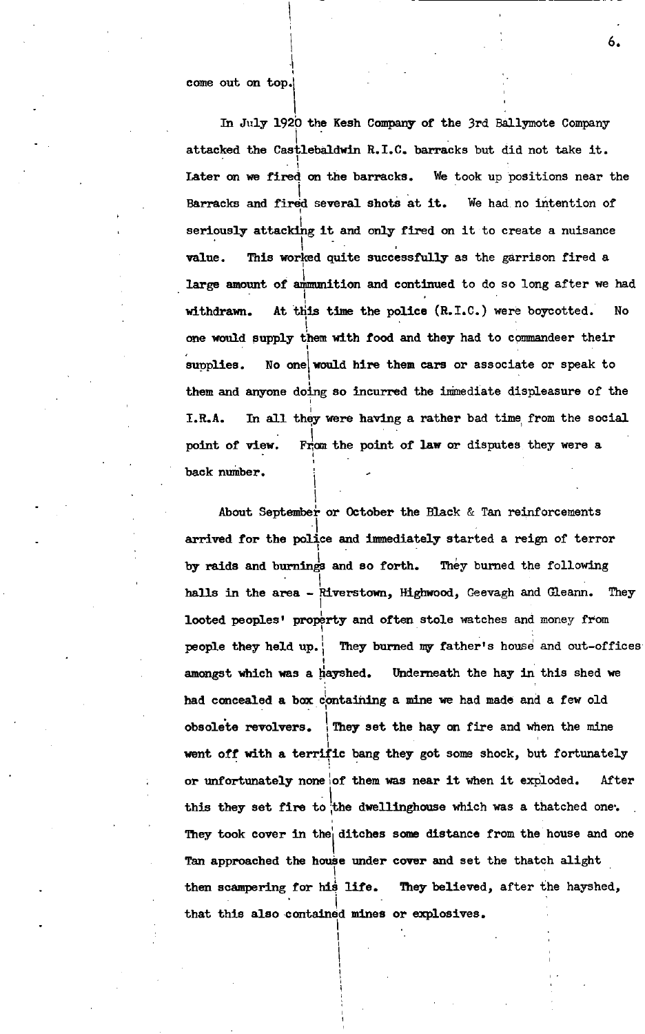come out on top.

In July 1920 the Kesh Company of the 3rd Ballymote Company attacked the Castlebaldwin R.I.C. barracks but did not take it. Later on we fired on the barracks. We took up positions near the Barracks and fired several shots at it. We had no intention of seriously attacking it and only fired on it to create a nuisance value. This worked quite successfully as the garrison fired a large amount of ammunition and continued to do so long after we had withdrawn. At this time the police (R.I.C.) were boycotted. No one would supply them with food and they had to commandeer their supplies. No one would hire them cars or associate or speak to them and anyone doing so incurred the immediate displeasure of the I.R.A. In all they were having a rather bad time from the social point of view. From the point of law or disputes they were a back number.

About September or October the Black & Tan reinforcements arrived for the police and immediately started a reign of terror by raids and burnings and so forth. They burned the following halls in the area - Riverstown, Highwood, Geevagh and Gleann. They looted peoples' property and often stole watches and money from people they held up. They burned my father's house and out-offices amongst which was a hayshed. Underneath the hay in this shed we had concealed a box containing a mine we had made and a few old obsolete revolvers. They set the hay on fire and when the mine went off with a terrific bang they got some shock, but fortunately or unfortunately none of them was near it when it exploded. After this they set fire to the dwellinghouse which was a thatched one. They took cover in the ditches some distance from the house and one Tan approached the house under cover and set the thatch alight then scampering for his life. They believed, after the hayshed, that this also contained mines or explosives.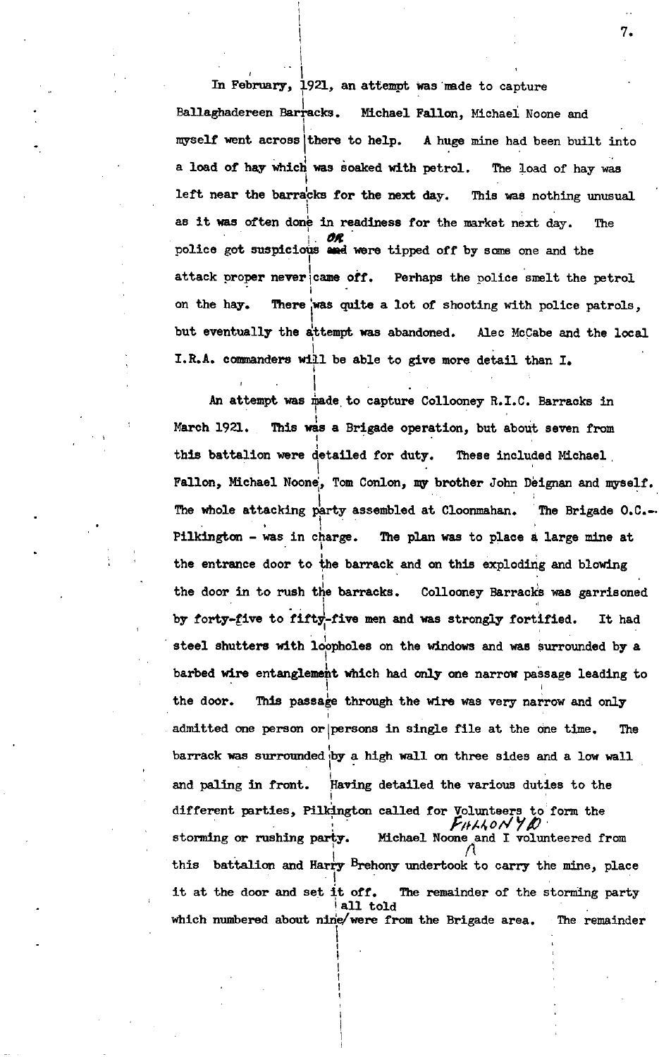In February, 1921, an attempt was made to capture Ballaghadereen Barracks. Michael Fallon, Michael Noone and myself went across there to help. A huge mine had been built into a load of hay which was soaked with petrol. The load of hay was left near the barracks for the next day. This was nothing unusual as it was often done in readiness for the market next day. The police got suspicious or were tipped off by some one and the attack proper never came off. Perhaps the police smelt the petrol on the hay. There was quite a lot of shooting with police patrols, but eventually the attempt was abandoned. Alec McCabe and the local I.R.A. commanders will be able to give more detail than I.

An attempt was made to capture Collooney R.I.C. Barracks in March 1921. This was a Brigade operation, but about seven from this battalion were detailed for duty. These included Michael Fallon, Michael Noone, Tom Conlon, my brother John Deignan and myself. The whole attacking party assembled at Cloonmahan. The Brigade O.C.- Pilkington - was in charge. The plan was to place a large mine at the entrance door to the barrack and on this exploding and blowing the door in to rush the barracks. Collooney Barracks was garrisoned by forty-five to fifty-five men and was strongly fortified. It had steel shutters with loopholes on the windows and was surrounded by a barbed wire entanglement which had only one narrow passage leading to the door. This passage through the wire was very narrow and only admitted one person or persons in single file at the one time. The barrack was surrounded by a high wall on three sides and a low wall and paling in front. Having detailed the various duties to the different parties, Pilkington called for Volunteers to form the storming or rushing party. Michael Noone and I volunteered from this battalion and Harry Brehony undertook to carry the mine, place it at the door and set it off. The remainder of the storming party which numbered about nine all told were from the Brigade area. The remainder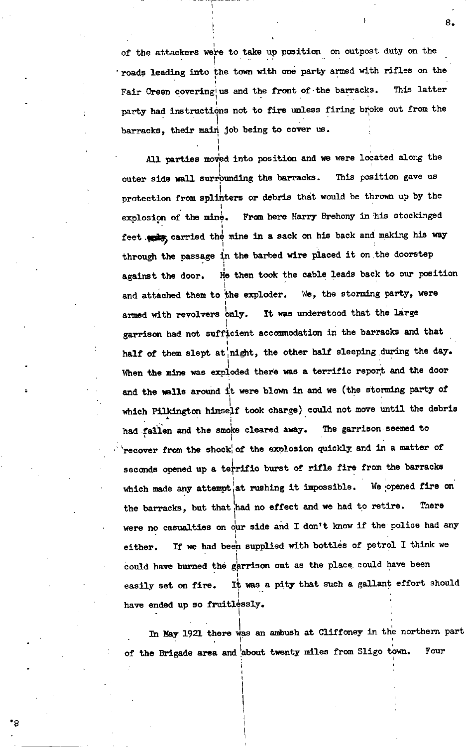of the attackers were to take up position on outpost duty on the roads leading into the town with one party armed with rifles on the Fair Green covering us and the front of the barracks. This latter party had instructions not to fire unless firing broke out from the barracks, their main job being to cover us.

All parties moved into position and we were located along the outer side wall surrounding the barracks. This position gave us protection from splinters or debris that would be thrown up by the explosion of the mine. From here Harry Brehony in his stockinged feet carried the mine in a sack on his back and making his way through the passage in the barbed wire placed it on the doorstep against the door. He then took the cable leads back to our position and attached them to the exploder. We, the storming party, were armed with revolvers only. It was understood that the large garrison had not sufficient accommodation in the barracks and that half of them slept at night, the other half sleeping during the day. When the mine was exploded there was a terrific report and the door and the walls around it were blown in and we (the storming party of which Pilkington himself took charge) could not move until the debris had fallen and the smoke cleared away. The garrison seemed to recover from the shock of the explosion quickly and in a matter of seconds opened up a terrific burst of rifle fire from the barracks which made any attempt at rushing it impossible. We opened fire on the barracks, but that had no effect and we had to retire. There were no casualties on our side and I don't know if the police had any either. If we had been supplied with bottles of petrol I think we could have burned the garrison out as the place could have been easily set on fire. It was a pity that such a gallant effort should have ended up so fruitlessly.

In May 1921 there was an ambush at Cliffoney in the northern part of the Brigade area and about twenty miles from Sligo town. Four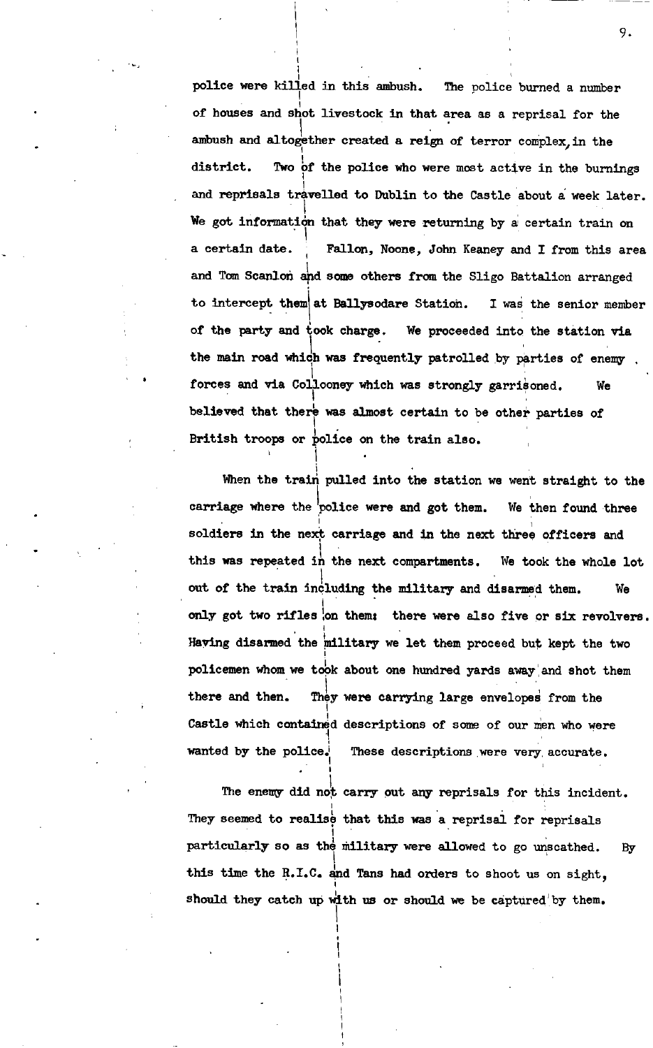police were killed in this ambush. The police burned a number of houses and shot livestock in that area as a reprisal for the ambush and altogether created a reign of terror complex, in the district. Two of the police who were most active in the burnings and reprisals travelled to Dublin to the Castle about a week later. We got information that they were returning by a certain train on a certain date. Fallon, Noone, John Keaney and I from this area and Tom Scanlon and some others from the Sligo Battalion arranged to intercept them at Ballysodare Station. I was the senior member of the party and took charge. We proceeded into the station via the main road which was frequently patrolled by parties of enemy forces and via Collooney which was strongly garrisoned. We believed that there was almost certain to be other parties of British troops or police on the train also.

When the train pulled into the station we went straight to the carriage where the police were and got them. We then found three soldiers in the next carriage and in the next three officers and this was repeated in the next compartments. We took the whole lot out of the train including the military and disarmed them. We only got two rifles on them: there were also five or six revolvers. Having disarmed the military we let them proceed but kept the two policemen whom we took about one hundred yards away and shot them there and then. They were carrying large envelopes from the Castle which contained descriptions of some of our men who were wanted by the police. These descriptions were very accurate.

The enemy did not carry out any reprisals for this incident. They seemed to realise that this was a reprisal for reprisals particularly so as the military were allowed to go unscathed. By this time the R.I.C. and Tans had orders to shoot us on sight, should they catch up with us or should we be captured by them.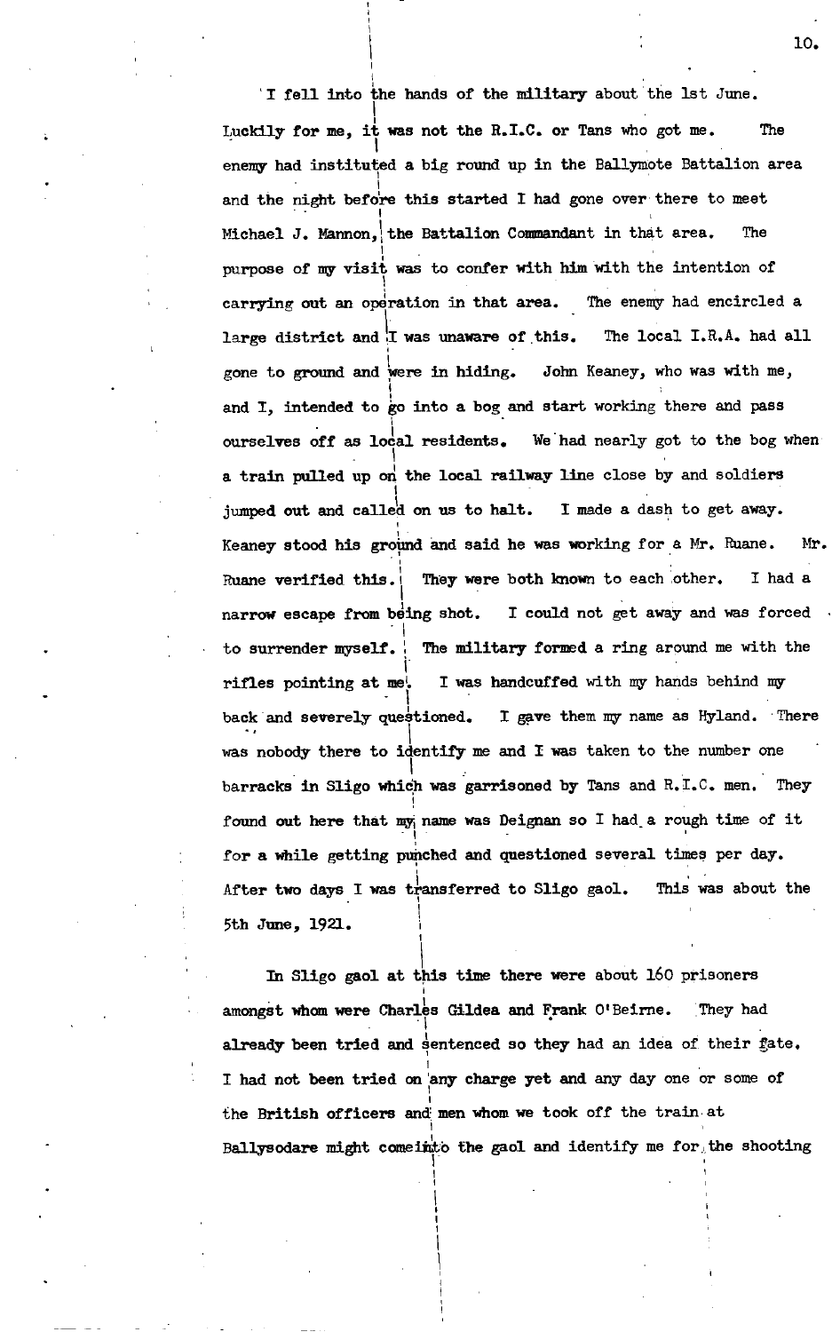I fell into the hands of the military about the 1st June. Luckily for me, it was not the R.I.C. or Tans who got me. The enemy had instituted a big round up in the Ballymote Battalion area and the night before this started I had gone over there to meet Michael J. Mannon, the Battalion Commandant in that area. The purpose of my visit was to confer with him with the intention of carrying out an operation in that area. The enemy had encircled a large district and I was unaware of this. The local I.R.A. had all gone to ground and were in hiding. John Keaney, who was with me, and I, intended to go into a bog and start working there and pass ourselves off as local residents. We had nearly got to the bog when a train pulled up on the local railway line close by and soldiers jumped out and called on us to halt. I made a dash to get away. Keaney stood his ground and said he was working for a Mr. Ruane. Mr. Ruane verified this. They were both known to each other. I had a narrow escape from being shot. I could not get away and was forced to surrender myself. The military formed a ring around me with the rifles pointing at me. I was handcuffed with my hands behind my back and severely questioned. I gave them my name as Hyland. There was nobody there to identify me and I was taken to the number one barracks in Sligo which was garrisoned by Tans and R.I.C. men. They found out here that my name was Deignan so I had a rough time of it for a while getting punched and questioned several times per day. After two days I was transferred to Sligo gaol. This was about the 5th June, 1921.

In Sligo gaol at this time there were about 160 prisoners amongst whom were Charles Gildea and Frank O'Beirne. They had already been tried and sentenced so they had an idea of their fate. I had not been tried on any charge yet and any day one or some of the British officers and men whom we took off the train at Ballysodare might come into the gaol and identify me for the shooting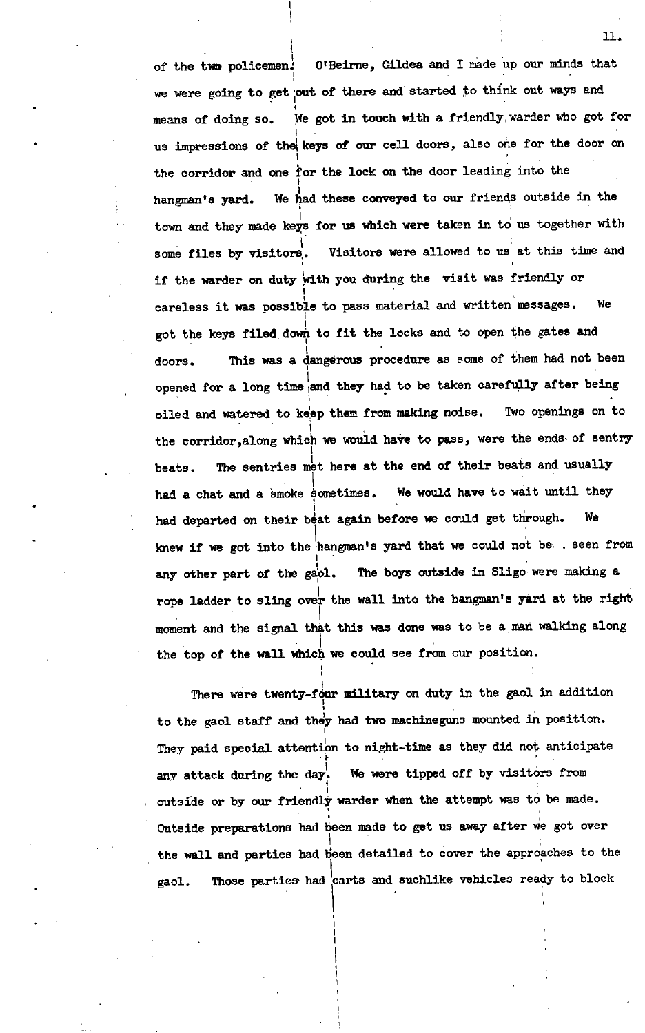of the two policemen. O'Beirne, Gildea and I made up our minds that we were going to get out of there and started to think out ways and means of doing so. We got in touch with a friendly warder who got for us impressions of the keys of our cell doors, also one for the door on the corridor and one for the lock on the door leading into the hangman's yard. We had these conveyed to our friends outside in the town and they made keys for us which were taken in to us together with some files by visitors. Visitors were allowed to us at this time and if the warder on duty with you during the visit was friendly or careless it was possible to pass material and written messages. We got the keys filed down to fit the locks and to open the gates and doors. This was a dangerous procedure as some of them had not been opened for a long time and they had to be taken carefully after being oiled and watered to keep them from making noise. Two openings on to the corridor, along which we would have to pass, were the ends of sentry beats. The sentries met here at the end of their beats and usually had a chat and a smoke sometimes. We would have to wait until they had departed on their beat again before we could get through. We knew if we got into the hangman's yard that we could not be seen from any other part of the gaol. The boys outside in Sligo were making a rope ladder to sling over the wall into the hangman's yard at the right moment and the signal that this was done was to be a man walking along the top of the wall which we could see from our position.

There were twenty-four military on duty in the gaol in addition to the gaol staff and they had two machineguns mounted in position. They paid special attention to night-time as they did not anticipate any attack during the day. We were tipped off by visitors from outside or by our friendly warder when the attempt was to be made. Outside preparations had been made to get us away after we got over the wall and parties had been detailed to cover the approaches to the gaol. Those parties had carts and suchlike vehicles ready to block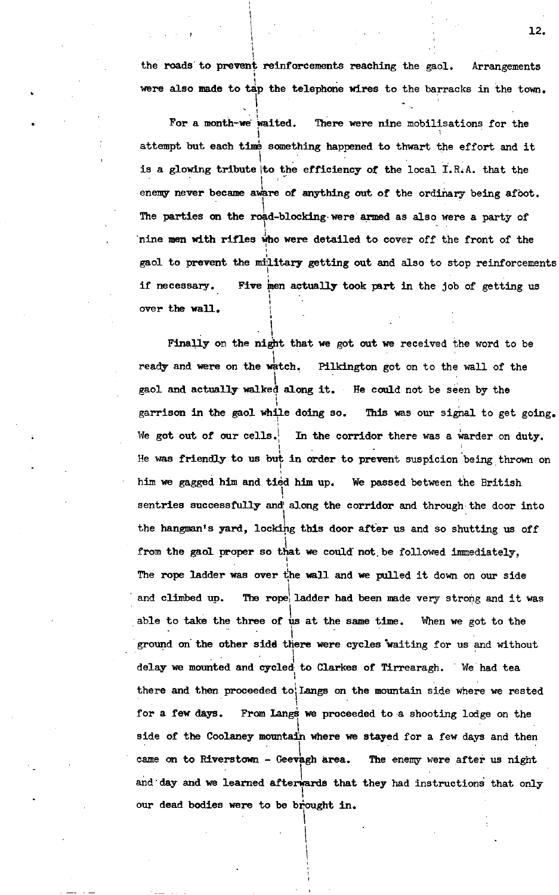the roads to prevent reinforcements reaching the gaol. Arrangements were also made to tap the telephone wires to the barracks in the town.

For a month we waited. There were nine mobilisations for the attempt but each time something happened to thwart the effort and it is a glowing tribute to the efficiency of the local I.R.A. that the enemy never became aware of anything out of the ordinary being afoot. The parties on the road-blocking were armed as also were a party of nine men with rifles who were detailed to cover off the front of the gaol to prevent the military getting out and also to stop reinforcements if necessary. Five men actually took part in the job of getting us over the wall.

Finally on the night that we got out we received the word to be ready and were on the watch. Pilkington got on to the wall of the gaol and actually walked along it. He could not be seen by the garrison in the gaol while doing so. This was our signal to get going. We got out of our cells. In the corridor there was a warder on duty. He was friendly to us but in order to prevent suspicion being thrown on him we gagged him and tied him up. We passed between the British sentries successfully and along the corridor and through the door into the hangman's yard, locking this door after us and so shutting us off from the gaol proper so that we could not be followed immediately. The rope ladder was over the wall and we pulled it down on our side and climbed up. The rope ladder had been made very strong and it was able to take the three of us at the same time. When we got to the ground on the other side there were cycles waiting for us and without delay we mounted and cycled to Clarkes of Tirrearagh. We had tea there and then proceeded to Langs on the mountain side where we rested for a few days. From Langs we proceeded to a shooting lodge on the side of the Coolaney mountain where we stayed for a few days and then came on to Riverstown - Geevagh area. The enemy were after us night and day and we learned afterwards that they had instructions that only our dead bodies were to be brought in.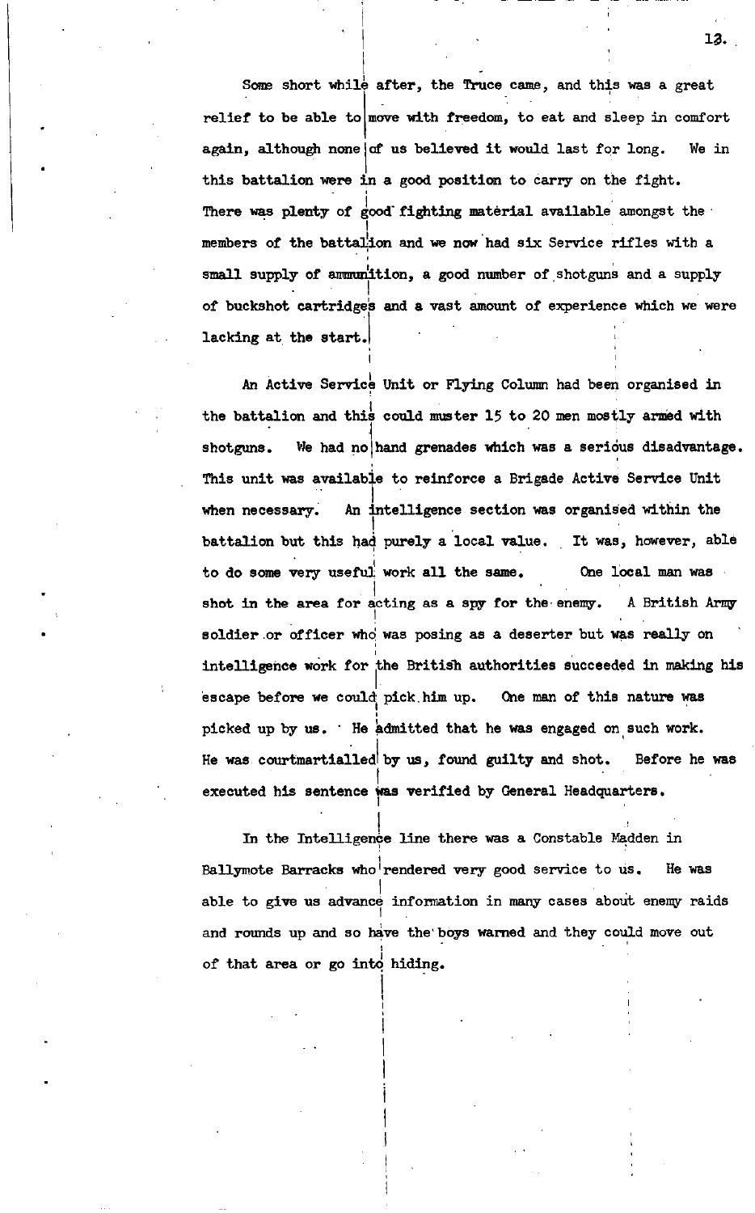Some short while after, the Truce came, and this was a great relief to be able to move with freedom, to eat and sleep in comfort again, although none of us believed it would last for long. We in this battalion were in a good position to carry on the fight. There was plenty of good fighting material available amongst the members of the battalion and we now had six Service rifles with a small supply of ammunition, a good number of shotguns and a supply of buckshot cartridges and a vast amount of experience which we were lacking at the start.

An Active Service Unit or Flying Column had been organised in the battalion and this could muster 15 to 20 men mostly armed with shotguns. We had no hand grenades which was a serious disadvantage. This unit was available to reinforce a Brigade Active Service Unit when necessary. An intelligence section was organised within the battalion but this had purely a local value. It was, however, able to do some very useful work all the same. One local man was shot in the area for acting as a spy for the enemy. A British Army soldier or officer who was posing as a deserter but was really on intelligence work for the British authorities succeeded in making his escape before we could pick him up. One man of this nature was picked up by us. He admitted that he was engaged on such work. He was courtmartialled by us, found guilty and shot. Before he was executed his sentence was verified by General Headquarters.

In the Intelligence line there was a Constable Madden in Ballymote Barracks who rendered very good service to us. He was able to give us advance information in many cases about enemy raids and rounds up and so have the boys warned and they could move out of that area or go into hiding.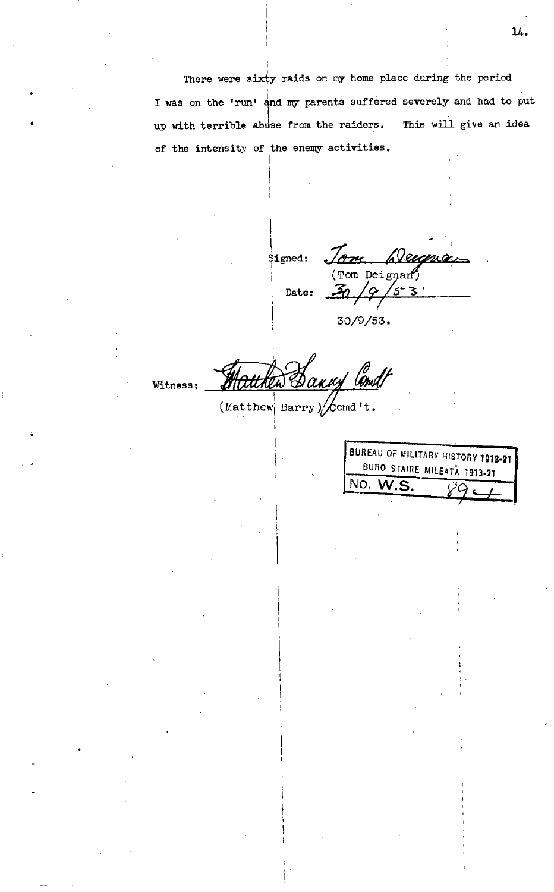There were sixty raids on my home place during the period I was on the 'run' and my parents suffered severely and had to put up with terrible abuse from the raiders. This will give an idea of the intensity of the enemy activities.

Signed: Tom Deignan
(Tom Deignan)
Date: 30/9/53.

30/9/53.

Witness: Matthew Barry Comdt
(Matthew Barry) Comd't.

BUREAU OF MILITARY HISTORY 1913-21
BURO STAIRE MILEATA 1913-21
No. W.S. 894